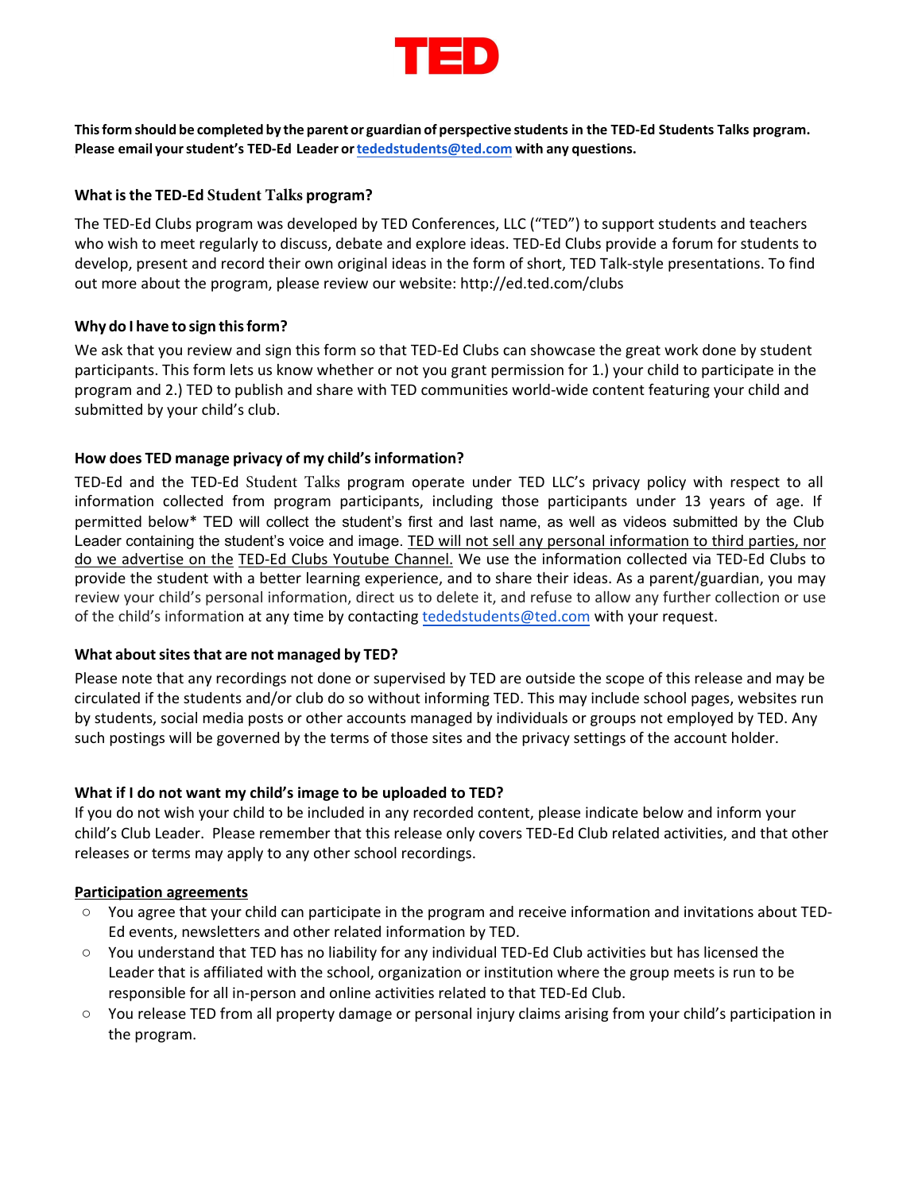# TED

**This form should be completed by the parent or guardian of perspective students in the TED-Ed Students Talks program. Please email your student's TED-Ed Leader or tededstudents@ted.com with any questions.**

### What is the TED-Ed Student Talks program?

The TED-Ed Clubs program was developed by TED Conferences, LLC ("TED") to support students and teachers who wish to meet regularly to discuss, debate and explore ideas. TED-Ed Clubs provide a forum for students to develop, present and record their own original ideas in the form of short, TED Talk-style presentations. To find out more about the program, please review our website: http://ed.ted.com/clubs

### Why do I have to sign this form?

We ask that you review and sign this form so that TED-Ed Clubs can showcase the great work done by student participants. This form lets us know whether or not you grant permission for 1.) your child to participate in the program and 2.) TED to publish and share with TED communities world-wide content featuring your child and submitted by your child's club.

### How does TED manage privacy of my child's information?

TED-Ed and the TED-Ed Student Talks program operate under TED LLC's privacy policy with respect to all information collected from program participants, including those participants under 13 years of age. If permitted below* TED will collect the student's first and last name, as well as videos submitted by the Club Leader containing the student's voice and image. TED will not sell any personal information to third parties, nor do we advertise on the TED-Ed Clubs Youtube Channel. We use the information collected via TED-Ed Clubs to provide the student with a better learning experience, and to share their ideas. As a parent/guardian, you may review your child's personal information, direct us to delete it, and refuse to allow any further collection or use of the child's information at any time by contacting tededstudents@ted.com with your request.

### What about sites that are not managed by TED?

Please note that any recordings not done or supervised by TED are outside the scope of this release and may be circulated if the students and/or club do so without informing TED. This may include school pages, websites run by students, social media posts or other accounts managed by individuals or groups not employed by TED. Any such postings will be governed by the terms of those sites and the privacy settings of the account holder.

### What if I do not want my child's image to be uploaded to TED?

If you do not wish your child to be included in any recorded content, please indicate below and inform your child's Club Leader. Please remember that this release only covers TED-Ed Club related activities, and that other releases or terms may apply to any other school recordings.

**Participation agreements**

- You agree that your child can participate in the program and receive information and invitations about TED-Ed events, newsletters and other related information by TED.
- You understand that TED has no liability for any individual TED-Ed Club activities but has licensed the Leader that is affiliated with the school, organization or institution where the group meets is run to be responsible for all in-person and online activities related to that TED-Ed Club.
- You release TED from all property damage or personal injury claims arising from your child's participation in the program.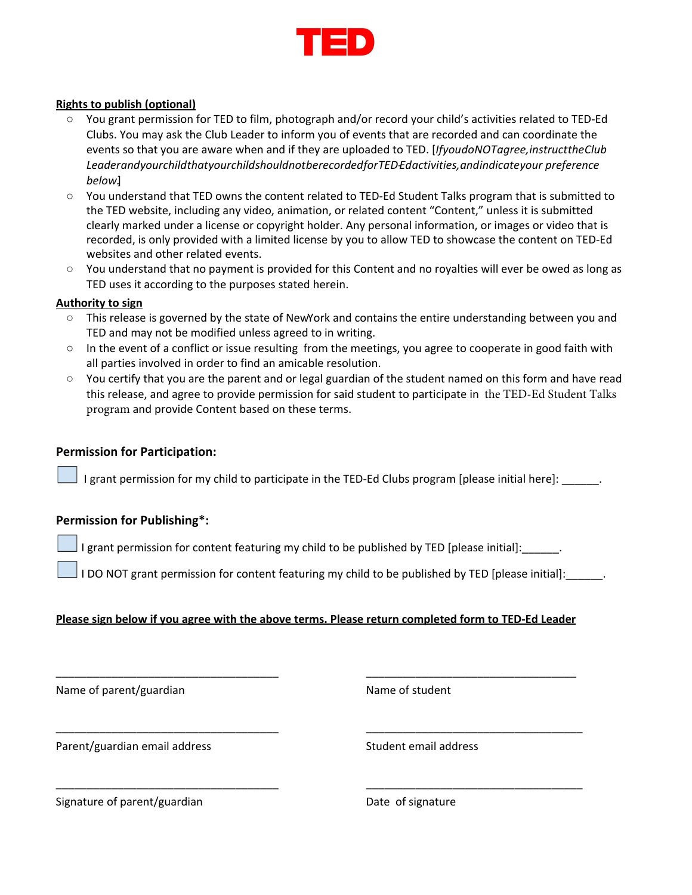**TED**

**Rights to publish (optional)**

- You grant permission for TED to film, photograph and/or record your child's activities related to TED-Ed Clubs. You may ask the Club Leader to inform you of events that are recorded and can coordinate the events so that you are aware when and if they are uploaded to TED. [*IfyoudoNOTagree,instructtheClub LeaderandyourchildthatyourchildshouldnotberecordedforTED-Edactivities,andindicateyour preference below*]
- You understand that TED owns the content related to TED-Ed Student Talks program that is submitted to the TED website, including any video, animation, or related content "Content," unless it is submitted clearly marked under a license or copyright holder. Any personal information, or images or video that is recorded, is only provided with a limited license by you to allow TED to showcase the content on TED-Ed websites and other related events.
- You understand that no payment is provided for this Content and no royalties will ever be owed as long as TED uses it according to the purposes stated herein.

**Authority to sign**

- This release is governed by the state of NewYork and contains the entire understanding between you and TED and may not be modified unless agreed to in writing.
- In the event of a conflict or issue resulting from the meetings, you agree to cooperate in good faith with all parties involved in order to find an amicable resolution.
- You certify that you are the parent and or legal guardian of the student named on this form and have read this release, and agree to provide permission for said student to participate in the TED-Ed Student Talks program and provide Content based on these terms.

### Permission for Participation:

☐ I grant permission for my child to participate in the TED-Ed Clubs program [please initial here]: ______.

### Permission for Publishing*:

☐ I grant permission for content featuring my child to be published by TED [please initial]:______.

☐ I DO NOT grant permission for content featuring my child to be published by TED [please initial]:______.

**Please sign below if you agree with the above terms. Please return completed form to TED-Ed Leader**

| | |
|---|---|
| ____________________________________ | ____________________________________ |
| Name of parent/guardian | Name of student |
| ____________________________________ | ____________________________________ |
| Parent/guardian email address | Student email address |
| ____________________________________ | ____________________________________ |
| Signature of parent/guardian | Date of signature |